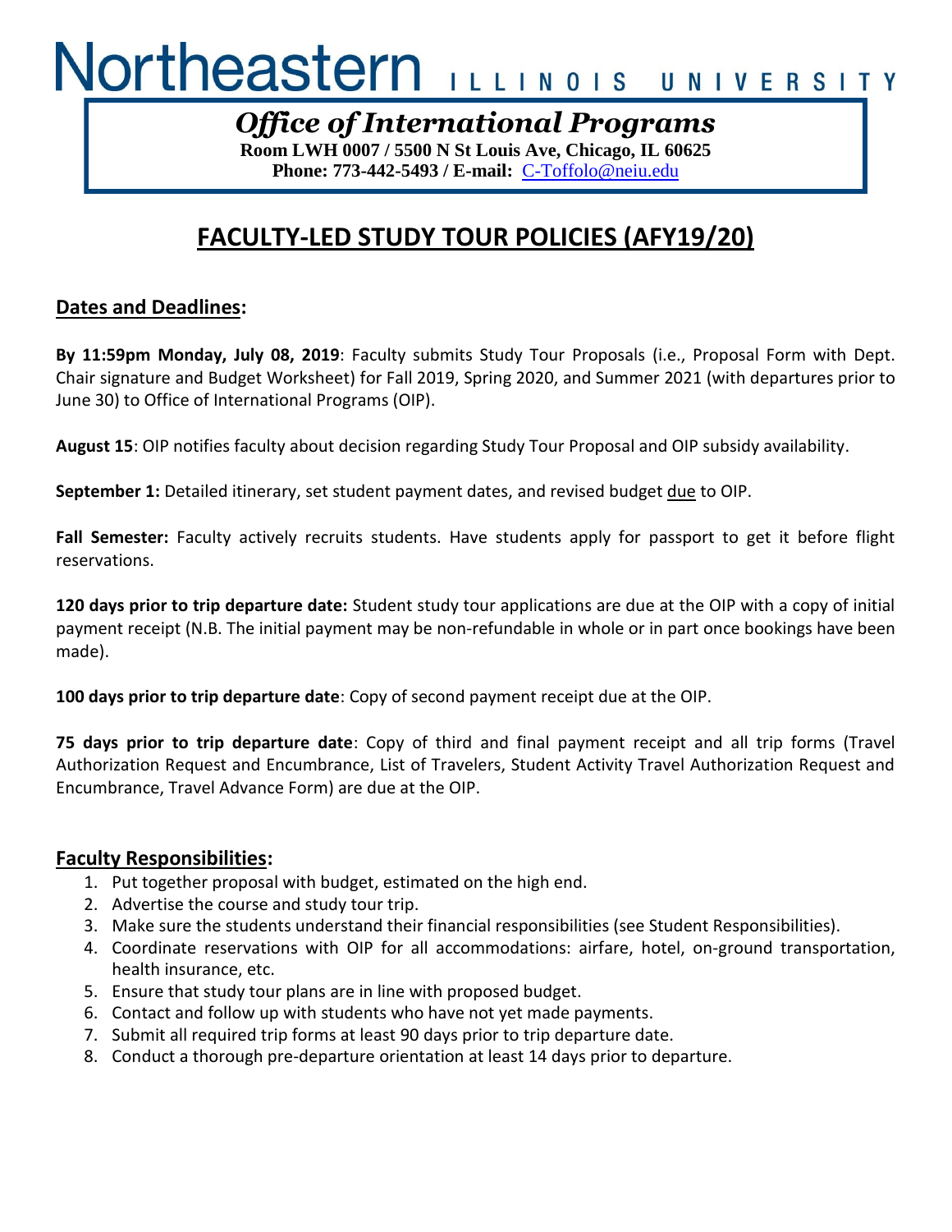# Northeastern ILLINOIS UNIVERSITY

## *Office of International Programs*

**Room LWH 0007 / 5500 N St Louis Ave, Chicago, IL 60625**
**Phone: 773-442-5493 / E-mail:** C-Toffolo@neiu.edu

# FACULTY-LED STUDY TOUR POLICIES (AFY19/20)

## Dates and Deadlines:

**By 11:59pm Monday, July 08, 2019**: Faculty submits Study Tour Proposals (i.e., Proposal Form with Dept. Chair signature and Budget Worksheet) for Fall 2019, Spring 2020, and Summer 2021 (with departures prior to June 30) to Office of International Programs (OIP).

**August 15**: OIP notifies faculty about decision regarding Study Tour Proposal and OIP subsidy availability.

**September 1:** Detailed itinerary, set student payment dates, and revised budget due to OIP.

**Fall Semester:** Faculty actively recruits students. Have students apply for passport to get it before flight reservations.

**120 days prior to trip departure date:** Student study tour applications are due at the OIP with a copy of initial payment receipt (N.B. The initial payment may be non-refundable in whole or in part once bookings have been made).

**100 days prior to trip departure date**: Copy of second payment receipt due at the OIP.

**75 days prior to trip departure date**: Copy of third and final payment receipt and all trip forms (Travel Authorization Request and Encumbrance, List of Travelers, Student Activity Travel Authorization Request and Encumbrance, Travel Advance Form) are due at the OIP.

## Faculty Responsibilities:

1. Put together proposal with budget, estimated on the high end.
2. Advertise the course and study tour trip.
3. Make sure the students understand their financial responsibilities (see Student Responsibilities).
4. Coordinate reservations with OIP for all accommodations: airfare, hotel, on-ground transportation, health insurance, etc.
5. Ensure that study tour plans are in line with proposed budget.
6. Contact and follow up with students who have not yet made payments.
7. Submit all required trip forms at least 90 days prior to trip departure date.
8. Conduct a thorough pre-departure orientation at least 14 days prior to departure.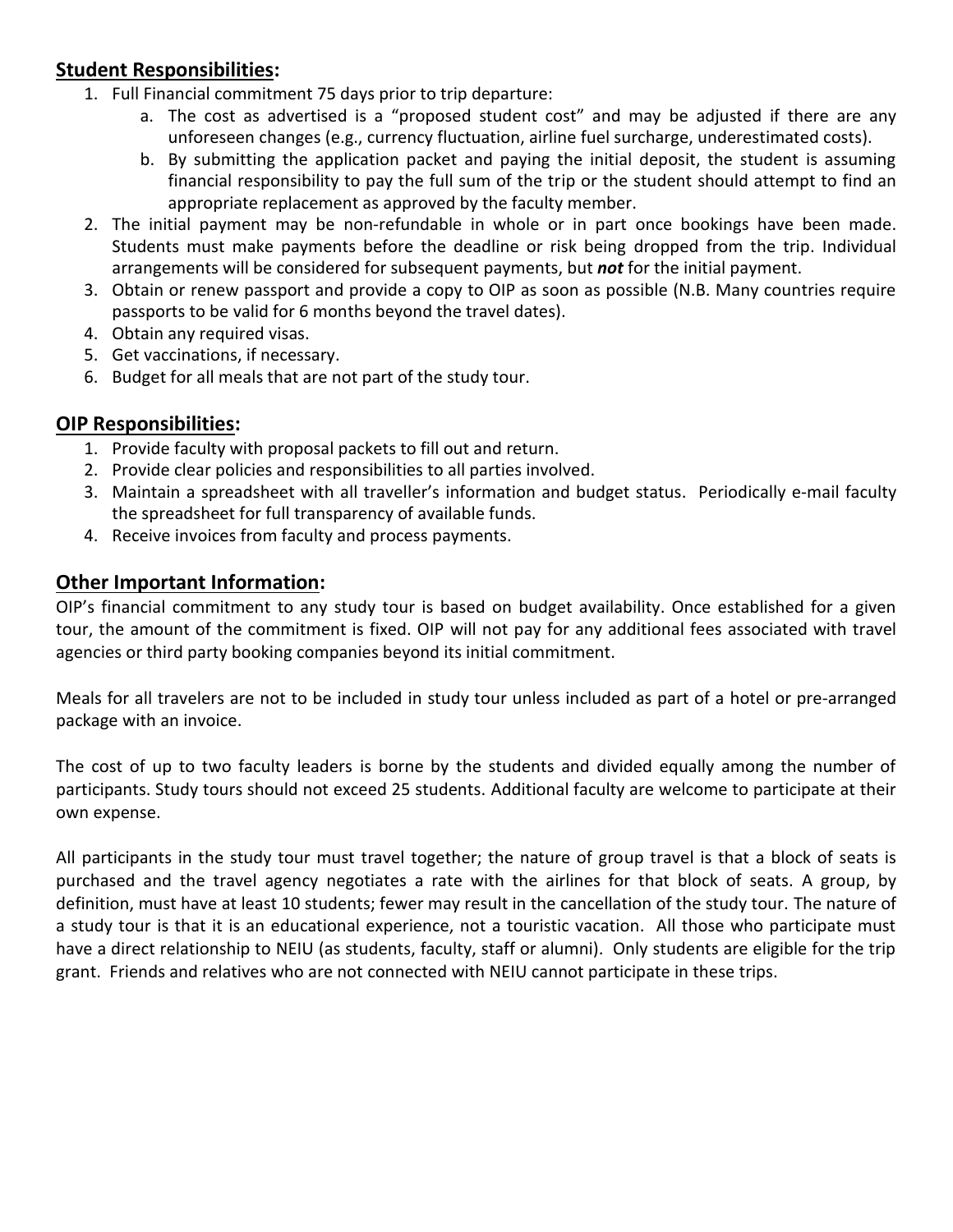## Student Responsibilities:

1. Full Financial commitment 75 days prior to trip departure:
   a. The cost as advertised is a "proposed student cost" and may be adjusted if there are any unforeseen changes (e.g., currency fluctuation, airline fuel surcharge, underestimated costs).
   b. By submitting the application packet and paying the initial deposit, the student is assuming financial responsibility to pay the full sum of the trip or the student should attempt to find an appropriate replacement as approved by the faculty member.
2. The initial payment may be non-refundable in whole or in part once bookings have been made. Students must make payments before the deadline or risk being dropped from the trip. Individual arrangements will be considered for subsequent payments, but ***not*** for the initial payment.
3. Obtain or renew passport and provide a copy to OIP as soon as possible (N.B. Many countries require passports to be valid for 6 months beyond the travel dates).
4. Obtain any required visas.
5. Get vaccinations, if necessary.
6. Budget for all meals that are not part of the study tour.

## OIP Responsibilities:

1. Provide faculty with proposal packets to fill out and return.
2. Provide clear policies and responsibilities to all parties involved.
3. Maintain a spreadsheet with all traveller's information and budget status. Periodically e-mail faculty the spreadsheet for full transparency of available funds.
4. Receive invoices from faculty and process payments.

## Other Important Information:

OIP's financial commitment to any study tour is based on budget availability. Once established for a given tour, the amount of the commitment is fixed. OIP will not pay for any additional fees associated with travel agencies or third party booking companies beyond its initial commitment.

Meals for all travelers are not to be included in study tour unless included as part of a hotel or pre-arranged package with an invoice.

The cost of up to two faculty leaders is borne by the students and divided equally among the number of participants. Study tours should not exceed 25 students. Additional faculty are welcome to participate at their own expense.

All participants in the study tour must travel together; the nature of group travel is that a block of seats is purchased and the travel agency negotiates a rate with the airlines for that block of seats. A group, by definition, must have at least 10 students; fewer may result in the cancellation of the study tour. The nature of a study tour is that it is an educational experience, not a touristic vacation. All those who participate must have a direct relationship to NEIU (as students, faculty, staff or alumni). Only students are eligible for the trip grant. Friends and relatives who are not connected with NEIU cannot participate in these trips.